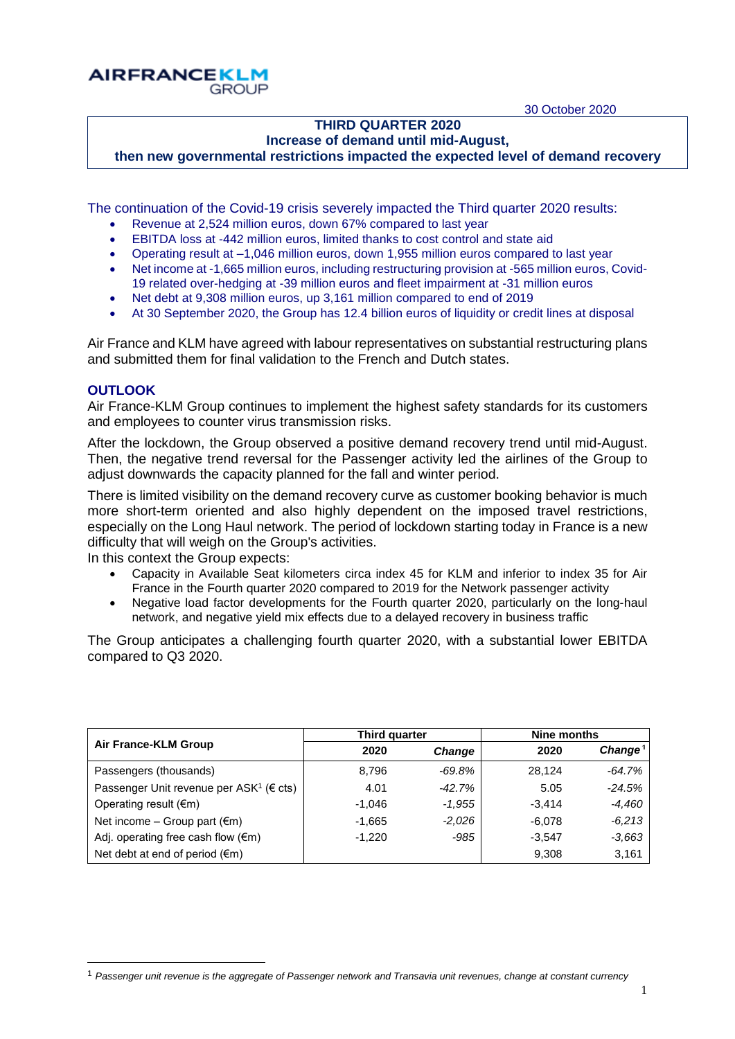AIRFRANCE KLM GROUP

30 October 2020

**THIRD QUARTER 2020**
**Increase of demand until mid-August,**
**then new governmental restrictions impacted the expected level of demand recovery**

The continuation of the Covid-19 crisis severely impacted the Third quarter 2020 results:

- Revenue at 2,524 million euros, down 67% compared to last year
- EBITDA loss at -442 million euros, limited thanks to cost control and state aid
- Operating result at –1,046 million euros, down 1,955 million euros compared to last year
- Net income at -1,665 million euros, including restructuring provision at -565 million euros, Covid-19 related over-hedging at -39 million euros and fleet impairment at -31 million euros
- Net debt at 9,308 million euros, up 3,161 million compared to end of 2019
- At 30 September 2020, the Group has 12.4 billion euros of liquidity or credit lines at disposal

Air France and KLM have agreed with labour representatives on substantial restructuring plans and submitted them for final validation to the French and Dutch states.

## OUTLOOK

Air France-KLM Group continues to implement the highest safety standards for its customers and employees to counter virus transmission risks.

After the lockdown, the Group observed a positive demand recovery trend until mid-August. Then, the negative trend reversal for the Passenger activity led the airlines of the Group to adjust downwards the capacity planned for the fall and winter period.

There is limited visibility on the demand recovery curve as customer booking behavior is much more short-term oriented and also highly dependent on the imposed travel restrictions, especially on the Long Haul network. The period of lockdown starting today in France is a new difficulty that will weigh on the Group's activities.

In this context the Group expects:

- Capacity in Available Seat kilometers circa index 45 for KLM and inferior to index 35 for Air France in the Fourth quarter 2020 compared to 2019 for the Network passenger activity
- Negative load factor developments for the Fourth quarter 2020, particularly on the long-haul network, and negative yield mix effects due to a delayed recovery in business traffic

The Group anticipates a challenging fourth quarter 2020, with a substantial lower EBITDA compared to Q3 2020.

| Air France-KLM Group | Third quarter | | Nine months | |
|---|---|---|---|---|
| | **2020** | ***Change*** | **2020** | ***Change*** [1] |
| Passengers (thousands) | 8,796 | *-69.8%* | 28,124 | *-64.7%* |
| Passenger Unit revenue per ASK[1] (€ cts) | 4.01 | *-42.7%* | 5.05 | *-24.5%* |
| Operating result (€m) | -1,046 | *-1,955* | -3,414 | *-4,460* |
| Net income – Group part (€m) | -1,665 | *-2,026* | -6,078 | *-6,213* |
| Adj. operating free cash flow (€m) | -1,220 | *-985* | -3,547 | *-3,663* |
| Net debt at end of period (€m) | | | 9,308 | 3,161 |

[1] *Passenger unit revenue is the aggregate of Passenger network and Transavia unit revenues, change at constant currency*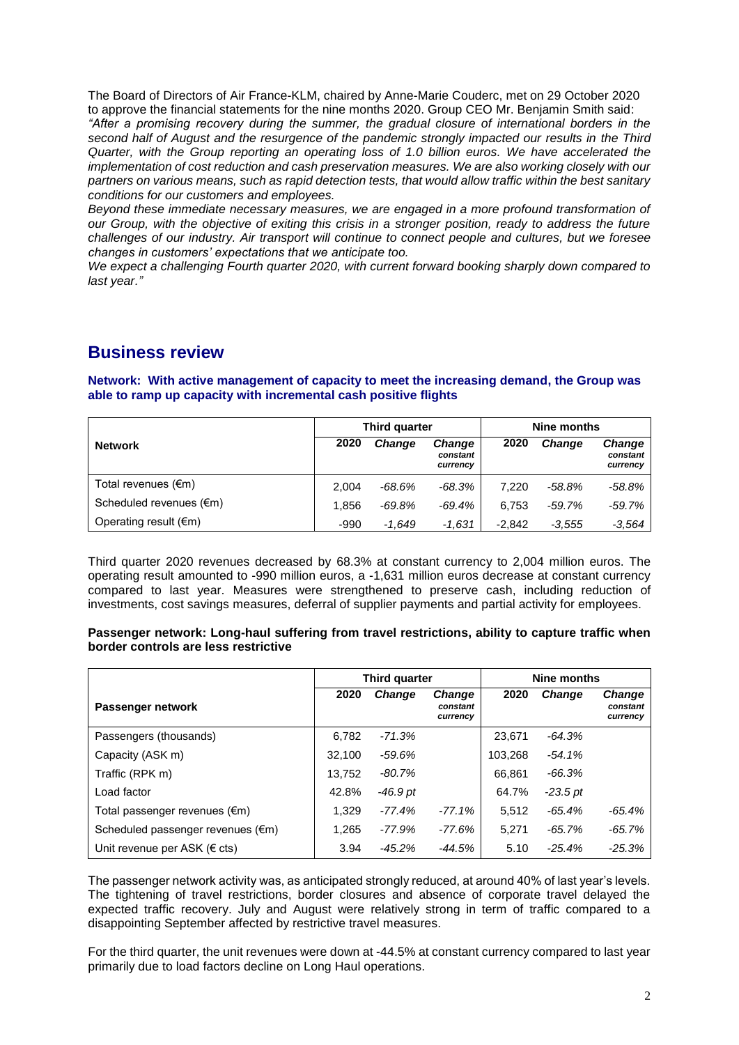The Board of Directors of Air France-KLM, chaired by Anne-Marie Couderc, met on 29 October 2020 to approve the financial statements for the nine months 2020. Group CEO Mr. Benjamin Smith said:

*"After a promising recovery during the summer, the gradual closure of international borders in the second half of August and the resurgence of the pandemic strongly impacted our results in the Third Quarter, with the Group reporting an operating loss of 1.0 billion euros. We have accelerated the implementation of cost reduction and cash preservation measures. We are also working closely with our partners on various means, such as rapid detection tests, that would allow traffic within the best sanitary conditions for our customers and employees.*

*Beyond these immediate necessary measures, we are engaged in a more profound transformation of our Group, with the objective of exiting this crisis in a stronger position, ready to address the future challenges of our industry. Air transport will continue to connect people and cultures, but we foresee changes in customers' expectations that we anticipate too.*

*We expect a challenging Fourth quarter 2020, with current forward booking sharply down compared to last year."*

## Business review

### Network: With active management of capacity to meet the increasing demand, the Group was able to ramp up capacity with incremental cash positive flights

| Network | Third quarter | | | Nine months | | |
|---|---|---|---|---|---|---|
| | 2020 | *Change* | *Change constant currency* | 2020 | *Change* | *Change constant currency* |
| Total revenues (€m) | 2,004 | *-68.6%* | *-68.3%* | 7,220 | *-58.8%* | *-58.8%* |
| Scheduled revenues (€m) | 1,856 | *-69.8%* | *-69.4%* | 6,753 | *-59.7%* | *-59.7%* |
| Operating result (€m) | -990 | *-1,649* | *-1,631* | -2,842 | *-3,555* | *-3,564* |

Third quarter 2020 revenues decreased by 68.3% at constant currency to 2,004 million euros. The operating result amounted to -990 million euros, a -1,631 million euros decrease at constant currency compared to last year. Measures were strengthened to preserve cash, including reduction of investments, cost savings measures, deferral of supplier payments and partial activity for employees.

### Passenger network: Long-haul suffering from travel restrictions, ability to capture traffic when border controls are less restrictive

| Passenger network | Third quarter | | | Nine months | | |
|---|---|---|---|---|---|---|
| | 2020 | *Change* | *Change constant currency* | 2020 | *Change* | *Change constant currency* |
| Passengers (thousands) | 6,782 | *-71.3%* | | 23,671 | *-64.3%* | |
| Capacity (ASK m) | 32,100 | *-59.6%* | | 103,268 | *-54.1%* | |
| Traffic (RPK m) | 13,752 | *-80.7%* | | 66,861 | *-66.3%* | |
| Load factor | 42.8% | *-46.9 pt* | | 64.7% | *-23.5 pt* | |
| Total passenger revenues (€m) | 1,329 | *-77.4%* | *-77.1%* | 5,512 | *-65.4%* | *-65.4%* |
| Scheduled passenger revenues (€m) | 1,265 | *-77.9%* | *-77.6%* | 5,271 | *-65.7%* | *-65.7%* |
| Unit revenue per ASK (€ cts) | 3.94 | *-45.2%* | *-44.5%* | 5.10 | *-25.4%* | *-25.3%* |

The passenger network activity was, as anticipated strongly reduced, at around 40% of last year's levels. The tightening of travel restrictions, border closures and absence of corporate travel delayed the expected traffic recovery. July and August were relatively strong in term of traffic compared to a disappointing September affected by restrictive travel measures.

For the third quarter, the unit revenues were down at -44.5% at constant currency compared to last year primarily due to load factors decline on Long Haul operations.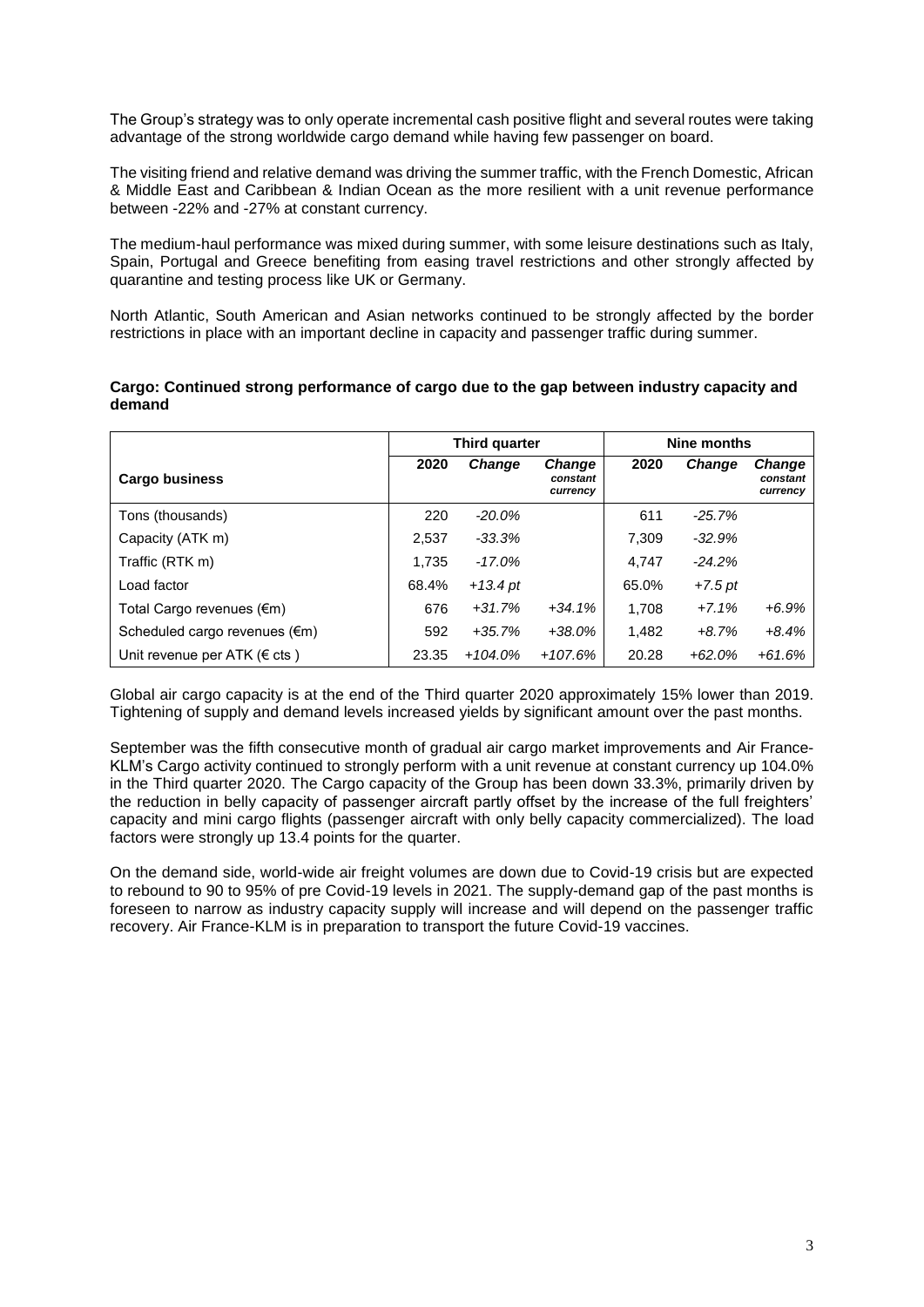The Group's strategy was to only operate incremental cash positive flight and several routes were taking advantage of the strong worldwide cargo demand while having few passenger on board.

The visiting friend and relative demand was driving the summer traffic, with the French Domestic, African & Middle East and Caribbean & Indian Ocean as the more resilient with a unit revenue performance between -22% and -27% at constant currency.

The medium-haul performance was mixed during summer, with some leisure destinations such as Italy, Spain, Portugal and Greece benefiting from easing travel restrictions and other strongly affected by quarantine and testing process like UK or Germany.

North Atlantic, South American and Asian networks continued to be strongly affected by the border restrictions in place with an important decline in capacity and passenger traffic during summer.

**Cargo: Continued strong performance of cargo due to the gap between industry capacity and demand**

| | Third quarter | | | Nine months | | |
|---|---|---|---|---|---|---|
| **Cargo business** | **2020** | ***Change*** | ***Change constant currency*** | **2020** | ***Change*** | ***Change constant currency*** |
| Tons (thousands) | 220 | *-20.0%* | | 611 | *-25.7%* | |
| Capacity (ATK m) | 2,537 | *-33.3%* | | 7,309 | *-32.9%* | |
| Traffic (RTK m) | 1,735 | *-17.0%* | | 4,747 | *-24.2%* | |
| Load factor | 68.4% | *+13.4 pt* | | 65.0% | *+7.5 pt* | |
| Total Cargo revenues (€m) | 676 | *+31.7%* | *+34.1%* | 1,708 | *+7.1%* | *+6.9%* |
| Scheduled cargo revenues (€m) | 592 | *+35.7%* | *+38.0%* | 1,482 | *+8.7%* | *+8.4%* |
| Unit revenue per ATK (€ cts ) | 23.35 | *+104.0%* | *+107.6%* | 20.28 | *+62.0%* | *+61.6%* |

Global air cargo capacity is at the end of the Third quarter 2020 approximately 15% lower than 2019. Tightening of supply and demand levels increased yields by significant amount over the past months.

September was the fifth consecutive month of gradual air cargo market improvements and Air France-KLM's Cargo activity continued to strongly perform with a unit revenue at constant currency up 104.0% in the Third quarter 2020. The Cargo capacity of the Group has been down 33.3%, primarily driven by the reduction in belly capacity of passenger aircraft partly offset by the increase of the full freighters' capacity and mini cargo flights (passenger aircraft with only belly capacity commercialized). The load factors were strongly up 13.4 points for the quarter.

On the demand side, world-wide air freight volumes are down due to Covid-19 crisis but are expected to rebound to 90 to 95% of pre Covid-19 levels in 2021. The supply-demand gap of the past months is foreseen to narrow as industry capacity supply will increase and will depend on the passenger traffic recovery. Air France-KLM is in preparation to transport the future Covid-19 vaccines.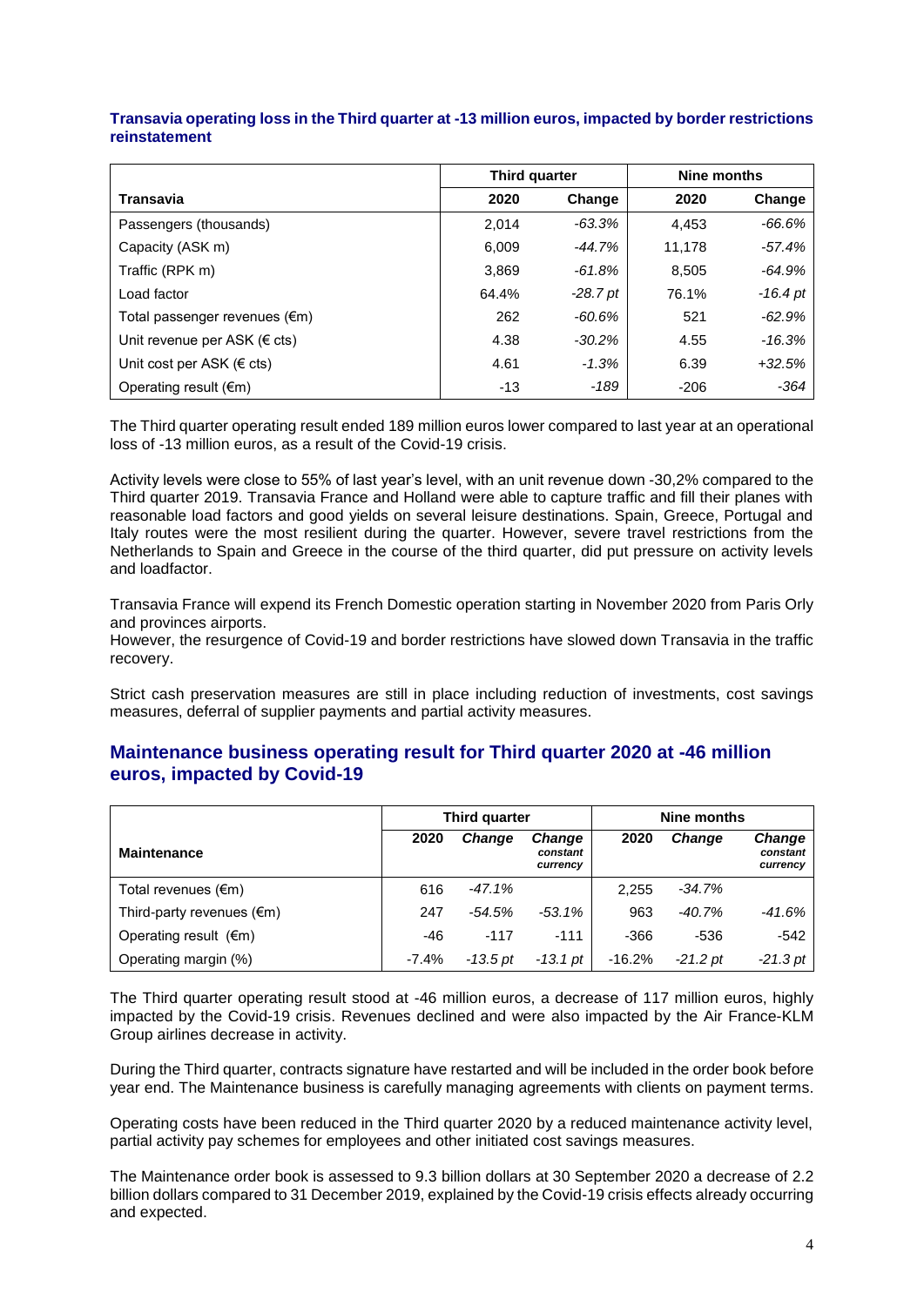**Transavia operating loss in the Third quarter at -13 million euros, impacted by border restrictions reinstatement**

| Transavia | Third quarter | | Nine months | |
|---|---|---|---|---|
| | 2020 | Change | 2020 | Change |
| Passengers (thousands) | 2,014 | *-63.3%* | 4,453 | *-66.6%* |
| Capacity (ASK m) | 6,009 | *-44.7%* | 11,178 | *-57.4%* |
| Traffic (RPK m) | 3,869 | *-61.8%* | 8,505 | *-64.9%* |
| Load factor | 64.4% | *-28.7 pt* | 76.1% | *-16.4 pt* |
| Total passenger revenues (€m) | 262 | *-60.6%* | 521 | *-62.9%* |
| Unit revenue per ASK (€ cts) | 4.38 | *-30.2%* | 4.55 | *-16.3%* |
| Unit cost per ASK (€ cts) | 4.61 | *-1.3%* | 6.39 | *+32.5%* |
| Operating result (€m) | -13 | *-189* | -206 | *-364* |

The Third quarter operating result ended 189 million euros lower compared to last year at an operational loss of -13 million euros, as a result of the Covid-19 crisis.

Activity levels were close to 55% of last year's level, with an unit revenue down -30,2% compared to the Third quarter 2019. Transavia France and Holland were able to capture traffic and fill their planes with reasonable load factors and good yields on several leisure destinations. Spain, Greece, Portugal and Italy routes were the most resilient during the quarter. However, severe travel restrictions from the Netherlands to Spain and Greece in the course of the third quarter, did put pressure on activity levels and loadfactor.

Transavia France will expend its French Domestic operation starting in November 2020 from Paris Orly and provinces airports.
However, the resurgence of Covid-19 and border restrictions have slowed down Transavia in the traffic recovery.

Strict cash preservation measures are still in place including reduction of investments, cost savings measures, deferral of supplier payments and partial activity measures.

## Maintenance business operating result for Third quarter 2020 at -46 million euros, impacted by Covid-19

| Maintenance | Third quarter | | | Nine months | | |
|---|---|---|---|---|---|---|
| | 2020 | *Change* | *Change constant currency* | 2020 | *Change* | *Change constant currency* |
| Total revenues (€m) | 616 | *-47.1%* | | 2,255 | *-34.7%* | |
| Third-party revenues (€m) | 247 | *-54.5%* | *-53.1%* | 963 | *-40.7%* | *-41.6%* |
| Operating result (€m) | -46 | -117 | -111 | -366 | -536 | -542 |
| Operating margin (%) | -7.4% | *-13.5 pt* | *-13.1 pt* | -16.2% | *-21.2 pt* | *-21.3 pt* |

The Third quarter operating result stood at -46 million euros, a decrease of 117 million euros, highly impacted by the Covid-19 crisis. Revenues declined and were also impacted by the Air France-KLM Group airlines decrease in activity.

During the Third quarter, contracts signature have restarted and will be included in the order book before year end. The Maintenance business is carefully managing agreements with clients on payment terms.

Operating costs have been reduced in the Third quarter 2020 by a reduced maintenance activity level, partial activity pay schemes for employees and other initiated cost savings measures.

The Maintenance order book is assessed to 9.3 billion dollars at 30 September 2020 a decrease of 2.2 billion dollars compared to 31 December 2019, explained by the Covid-19 crisis effects already occurring and expected.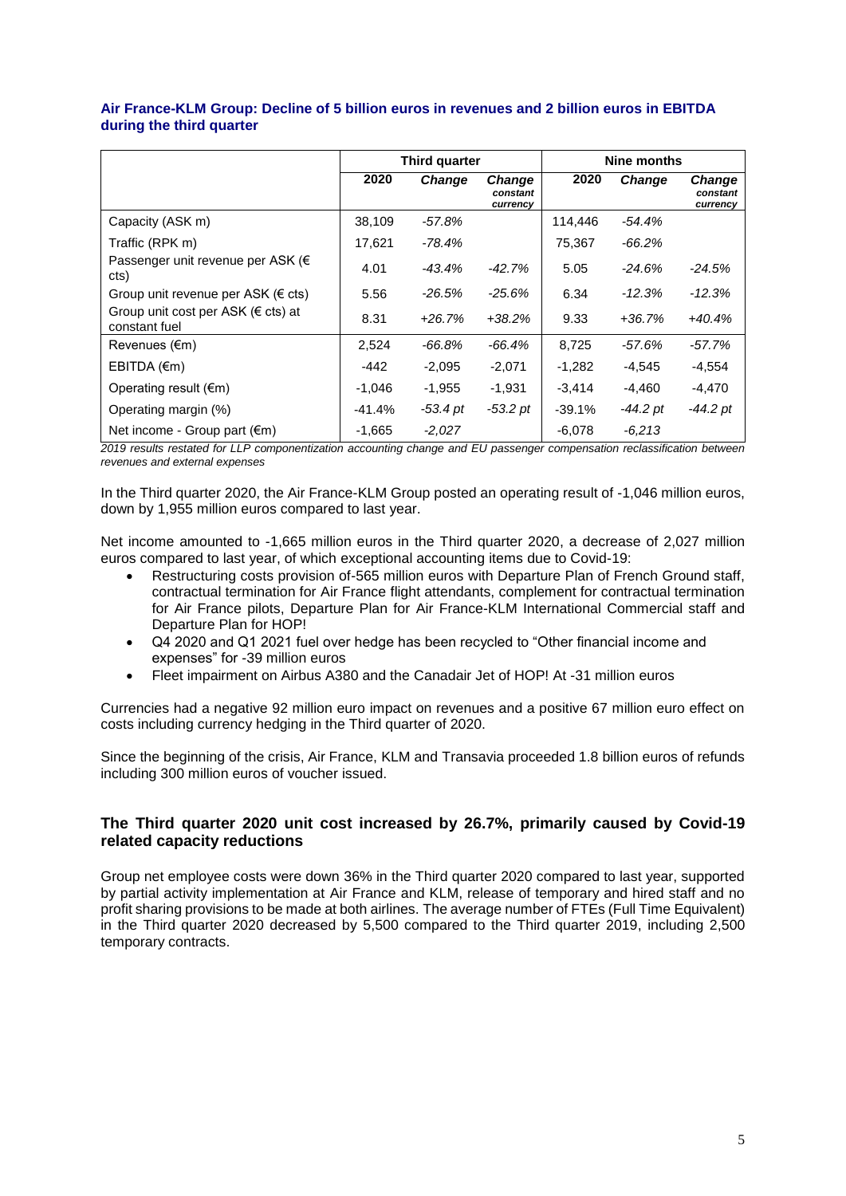### Air France-KLM Group: Decline of 5 billion euros in revenues and 2 billion euros in EBITDA during the third quarter

| | Third quarter | | | Nine months | | |
|---|---|---|---|---|---|---|
| | **2020** | ***Change*** | ***Change constant currency*** | **2020** | ***Change*** | ***Change constant currency*** |
| Capacity (ASK m) | 38,109 | *-57.8%* | | 114,446 | *-54.4%* | |
| Traffic (RPK m) | 17,621 | *-78.4%* | | 75,367 | *-66.2%* | |
| Passenger unit revenue per ASK (€ cts) | 4.01 | *-43.4%* | *-42.7%* | 5.05 | *-24.6%* | *-24.5%* |
| Group unit revenue per ASK (€ cts) | 5.56 | *-26.5%* | *-25.6%* | 6.34 | *-12.3%* | *-12.3%* |
| Group unit cost per ASK (€ cts) at constant fuel | 8.31 | *+26.7%* | *+38.2%* | 9.33 | *+36.7%* | *+40.4%* |
| Revenues (€m) | 2,524 | *-66.8%* | *-66.4%* | 8,725 | *-57.6%* | *-57.7%* |
| EBITDA (€m) | -442 | -2,095 | -2,071 | -1,282 | -4,545 | -4,554 |
| Operating result (€m) | -1,046 | -1,955 | -1,931 | -3,414 | -4,460 | -4,470 |
| Operating margin (%) | -41.4% | *-53.4 pt* | *-53.2 pt* | -39.1% | *-44.2 pt* | *-44.2 pt* |
| Net income - Group part (€m) | -1,665 | *-2,027* | | -6,078 | *-6,213* | |

*2019 results restated for LLP componentization accounting change and EU passenger compensation reclassification between revenues and external expenses*

In the Third quarter 2020, the Air France-KLM Group posted an operating result of -1,046 million euros, down by 1,955 million euros compared to last year.

Net income amounted to -1,665 million euros in the Third quarter 2020, a decrease of 2,027 million euros compared to last year, of which exceptional accounting items due to Covid-19:

- Restructuring costs provision of-565 million euros with Departure Plan of French Ground staff, contractual termination for Air France flight attendants, complement for contractual termination for Air France pilots, Departure Plan for Air France-KLM International Commercial staff and Departure Plan for HOP!
- Q4 2020 and Q1 2021 fuel over hedge has been recycled to "Other financial income and expenses" for -39 million euros
- Fleet impairment on Airbus A380 and the Canadair Jet of HOP! At -31 million euros

Currencies had a negative 92 million euro impact on revenues and a positive 67 million euro effect on costs including currency hedging in the Third quarter of 2020.

Since the beginning of the crisis, Air France, KLM and Transavia proceeded 1.8 billion euros of refunds including 300 million euros of voucher issued.

### The Third quarter 2020 unit cost increased by 26.7%, primarily caused by Covid-19 related capacity reductions

Group net employee costs were down 36% in the Third quarter 2020 compared to last year, supported by partial activity implementation at Air France and KLM, release of temporary and hired staff and no profit sharing provisions to be made at both airlines. The average number of FTEs (Full Time Equivalent) in the Third quarter 2020 decreased by 5,500 compared to the Third quarter 2019, including 2,500 temporary contracts.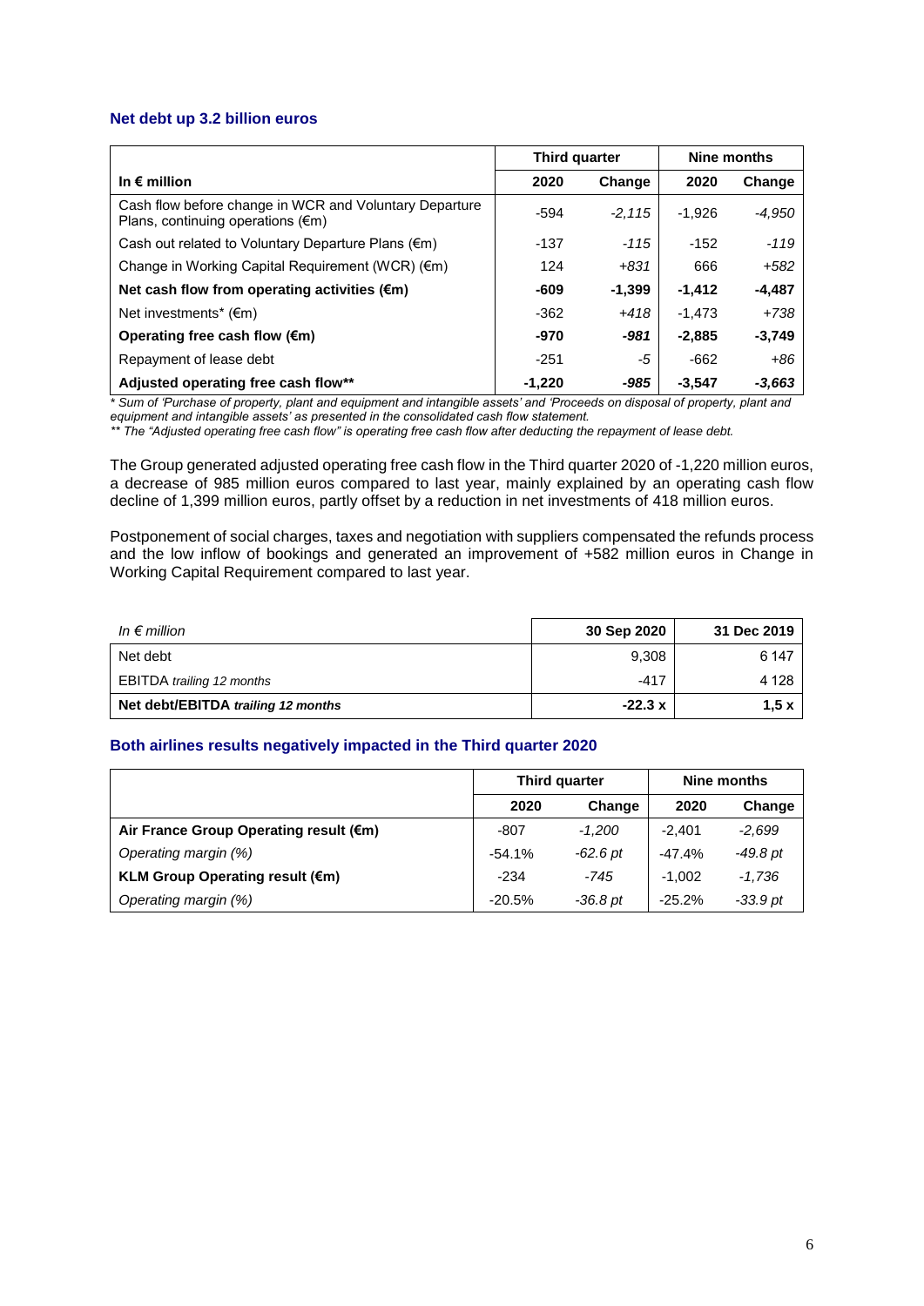### Net debt up 3.2 billion euros

| | Third quarter | | Nine months | |
|---|---|---|---|---|
| **In € million** | **2020** | **Change** | **2020** | **Change** |
| Cash flow before change in WCR and Voluntary Departure Plans, continuing operations (€m) | -594 | *-2,115* | -1,926 | *-4,950* |
| Cash out related to Voluntary Departure Plans (€m) | -137 | *-115* | -152 | *-119* |
| Change in Working Capital Requirement (WCR) (€m) | 124 | *+831* | 666 | *+582* |
| **Net cash flow from operating activities (€m)** | **-609** | **-1,399** | **-1,412** | **-4,487** |
| Net investments* (€m) | -362 | *+418* | -1,473 | *+738* |
| **Operating free cash flow (€m)** | **-970** | ***-981*** | **-2,885** | **-3,749** |
| Repayment of lease debt | -251 | *-5* | -662 | *+86* |
| **Adjusted operating free cash flow**** | **-1,220** | ***-985*** | **-3,547** | ***-3,663*** |

*\* Sum of 'Purchase of property, plant and equipment and intangible assets' and 'Proceeds on disposal of property, plant and equipment and intangible assets' as presented in the consolidated cash flow statement.*

*\*\* The "Adjusted operating free cash flow" is operating free cash flow after deducting the repayment of lease debt.*

The Group generated adjusted operating free cash flow in the Third quarter 2020 of -1,220 million euros, a decrease of 985 million euros compared to last year, mainly explained by an operating cash flow decline of 1,399 million euros, partly offset by a reduction in net investments of 418 million euros.

Postponement of social charges, taxes and negotiation with suppliers compensated the refunds process and the low inflow of bookings and generated an improvement of +582 million euros in Change in Working Capital Requirement compared to last year.

| *In € million* | **30 Sep 2020** | **31 Dec 2019** |
|---|---|---|
| Net debt | 9,308 | 6 147 |
| EBITDA *trailing 12 months* | -417 | 4 128 |
| **Net debt/EBITDA *trailing 12 months*** | **-22.3 x** | **1,5 x** |

### Both airlines results negatively impacted in the Third quarter 2020

| | Third quarter | | Nine months | |
|---|---|---|---|---|
| | **2020** | **Change** | **2020** | **Change** |
| **Air France Group Operating result (€m)** | -807 | *-1,200* | -2,401 | *-2,699* |
| *Operating margin (%)* | -54.1% | *-62.6 pt* | -47.4% | *-49.8 pt* |
| **KLM Group Operating result (€m)** | -234 | *-745* | -1,002 | *-1,736* |
| *Operating margin (%)* | -20.5% | *-36.8 pt* | -25.2% | *-33.9 pt* |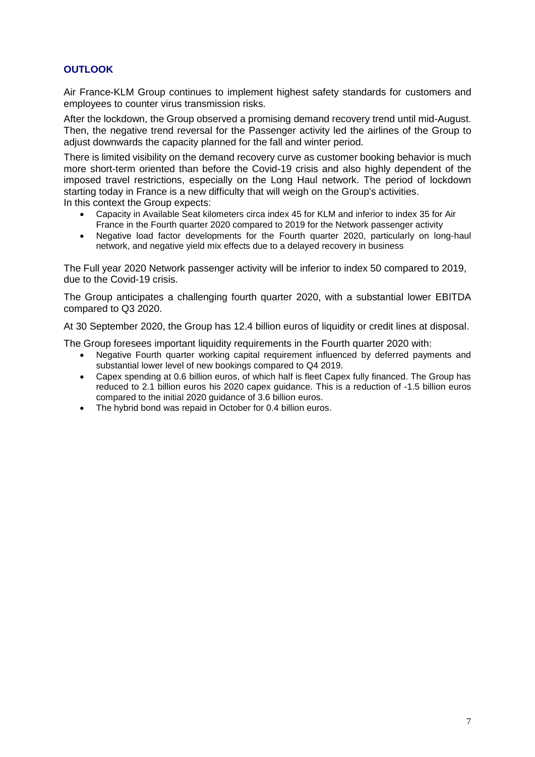## OUTLOOK

Air France-KLM Group continues to implement highest safety standards for customers and employees to counter virus transmission risks.

After the lockdown, the Group observed a promising demand recovery trend until mid-August. Then, the negative trend reversal for the Passenger activity led the airlines of the Group to adjust downwards the capacity planned for the fall and winter period.

There is limited visibility on the demand recovery curve as customer booking behavior is much more short-term oriented than before the Covid-19 crisis and also highly dependent of the imposed travel restrictions, especially on the Long Haul network. The period of lockdown starting today in France is a new difficulty that will weigh on the Group's activities.
In this context the Group expects:

- Capacity in Available Seat kilometers circa index 45 for KLM and inferior to index 35 for Air France in the Fourth quarter 2020 compared to 2019 for the Network passenger activity
- Negative load factor developments for the Fourth quarter 2020, particularly on long-haul network, and negative yield mix effects due to a delayed recovery in business

The Full year 2020 Network passenger activity will be inferior to index 50 compared to 2019, due to the Covid-19 crisis.

The Group anticipates a challenging fourth quarter 2020, with a substantial lower EBITDA compared to Q3 2020.

At 30 September 2020, the Group has 12.4 billion euros of liquidity or credit lines at disposal.

The Group foresees important liquidity requirements in the Fourth quarter 2020 with:

- Negative Fourth quarter working capital requirement influenced by deferred payments and substantial lower level of new bookings compared to Q4 2019.
- Capex spending at 0.6 billion euros, of which half is fleet Capex fully financed. The Group has reduced to 2.1 billion euros his 2020 capex guidance. This is a reduction of -1.5 billion euros compared to the initial 2020 guidance of 3.6 billion euros.
- The hybrid bond was repaid in October for 0.4 billion euros.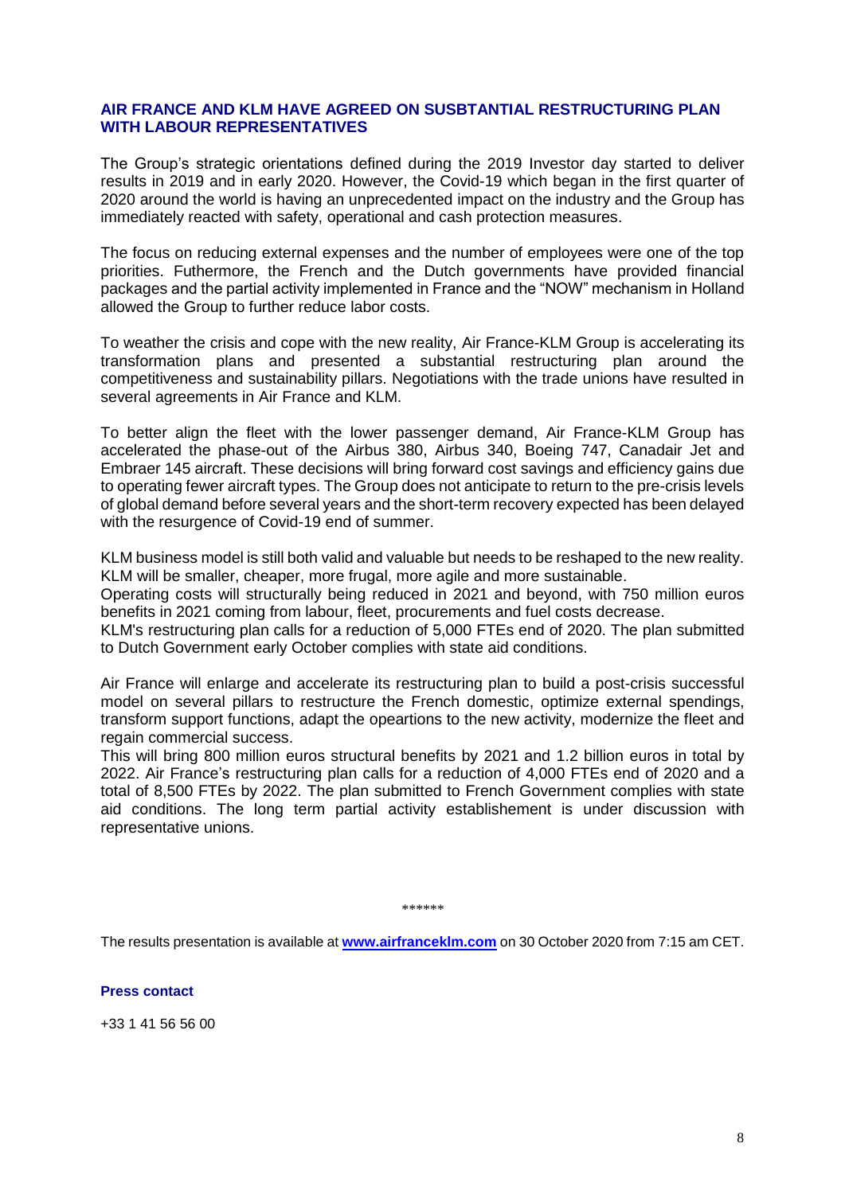## AIR FRANCE AND KLM HAVE AGREED ON SUSBTANTIAL RESTRUCTURING PLAN WITH LABOUR REPRESENTATIVES

The Group's strategic orientations defined during the 2019 Investor day started to deliver results in 2019 and in early 2020. However, the Covid-19 which began in the first quarter of 2020 around the world is having an unprecedented impact on the industry and the Group has immediately reacted with safety, operational and cash protection measures.

The focus on reducing external expenses and the number of employees were one of the top priorities. Futhermore, the French and the Dutch governments have provided financial packages and the partial activity implemented in France and the "NOW" mechanism in Holland allowed the Group to further reduce labor costs.

To weather the crisis and cope with the new reality, Air France-KLM Group is accelerating its transformation plans and presented a substantial restructuring plan around the competitiveness and sustainability pillars. Negotiations with the trade unions have resulted in several agreements in Air France and KLM.

To better align the fleet with the lower passenger demand, Air France-KLM Group has accelerated the phase-out of the Airbus 380, Airbus 340, Boeing 747, Canadair Jet and Embraer 145 aircraft. These decisions will bring forward cost savings and efficiency gains due to operating fewer aircraft types. The Group does not anticipate to return to the pre-crisis levels of global demand before several years and the short-term recovery expected has been delayed with the resurgence of Covid-19 end of summer.

KLM business model is still both valid and valuable but needs to be reshaped to the new reality. KLM will be smaller, cheaper, more frugal, more agile and more sustainable.
Operating costs will structurally being reduced in 2021 and beyond, with 750 million euros benefits in 2021 coming from labour, fleet, procurements and fuel costs decrease.
KLM's restructuring plan calls for a reduction of 5,000 FTEs end of 2020. The plan submitted to Dutch Government early October complies with state aid conditions.

Air France will enlarge and accelerate its restructuring plan to build a post-crisis successful model on several pillars to restructure the French domestic, optimize external spendings, transform support functions, adapt the opeartions to the new activity, modernize the fleet and regain commercial success.
This will bring 800 million euros structural benefits by 2021 and 1.2 billion euros in total by 2022. Air France's restructuring plan calls for a reduction of 4,000 FTEs end of 2020 and a total of 8,500 FTEs by 2022. The plan submitted to French Government complies with state aid conditions. The long term partial activity establishement is under discussion with representative unions.

******

The results presentation is available at **www.airfranceklm.com** on 30 October 2020 from 7:15 am CET.

**Press contact**

+33 1 41 56 56 00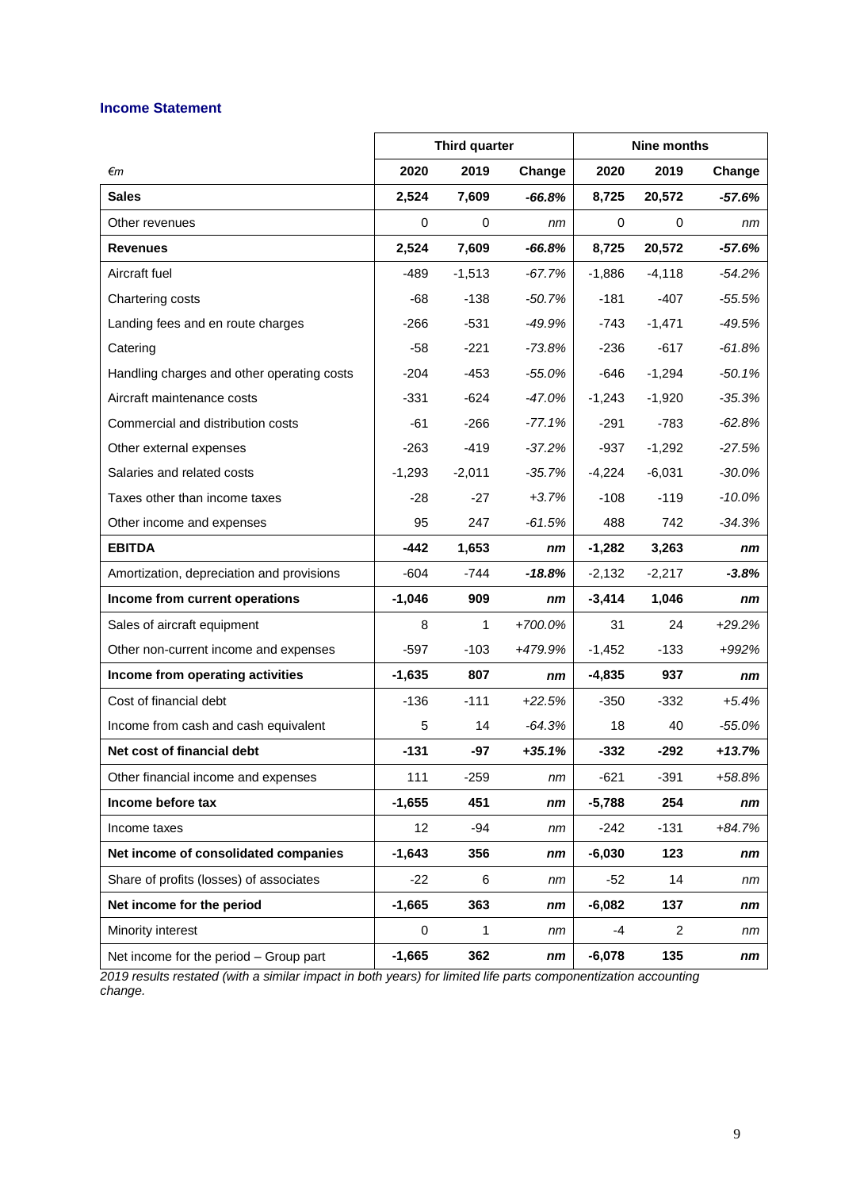### Income Statement

| €m | Third quarter | | | Nine months | | |
|---|---|---|---|---|---|---|
| | 2020 | 2019 | Change | 2020 | 2019 | Change |
| **Sales** | **2,524** | **7,609** | ***-66.8%*** | **8,725** | **20,572** | ***-57.6%*** |
| Other revenues | 0 | 0 | *nm* | 0 | 0 | *nm* |
| **Revenues** | **2,524** | **7,609** | ***-66.8%*** | **8,725** | **20,572** | ***-57.6%*** |
| Aircraft fuel | -489 | -1,513 | *-67.7%* | -1,886 | -4,118 | *-54.2%* |
| Chartering costs | -68 | -138 | *-50.7%* | -181 | -407 | *-55.5%* |
| Landing fees and en route charges | -266 | -531 | *-49.9%* | -743 | -1,471 | *-49.5%* |
| Catering | -58 | -221 | *-73.8%* | -236 | -617 | *-61.8%* |
| Handling charges and other operating costs | -204 | -453 | *-55.0%* | -646 | -1,294 | *-50.1%* |
| Aircraft maintenance costs | -331 | -624 | *-47.0%* | -1,243 | -1,920 | *-35.3%* |
| Commercial and distribution costs | -61 | -266 | *-77.1%* | -291 | -783 | *-62.8%* |
| Other external expenses | -263 | -419 | *-37.2%* | -937 | -1,292 | *-27.5%* |
| Salaries and related costs | -1,293 | -2,011 | *-35.7%* | -4,224 | -6,031 | *-30.0%* |
| Taxes other than income taxes | -28 | -27 | *+3.7%* | -108 | -119 | *-10.0%* |
| Other income and expenses | 95 | 247 | *-61.5%* | 488 | 742 | *-34.3%* |
| **EBITDA** | **-442** | **1,653** | ***nm*** | **-1,282** | **3,263** | ***nm*** |
| Amortization, depreciation and provisions | -604 | -744 | ***-18.8%*** | -2,132 | -2,217 | ***-3.8%*** |
| **Income from current operations** | **-1,046** | **909** | ***nm*** | **-3,414** | **1,046** | ***nm*** |
| Sales of aircraft equipment | 8 | 1 | *+700.0%* | 31 | 24 | *+29.2%* |
| Other non-current income and expenses | -597 | -103 | *+479.9%* | -1,452 | -133 | *+992%* |
| **Income from operating activities** | **-1,635** | **807** | ***nm*** | **-4,835** | **937** | ***nm*** |
| Cost of financial debt | -136 | -111 | *+22.5%* | -350 | -332 | *+5.4%* |
| Income from cash and cash equivalent | 5 | 14 | *-64.3%* | 18 | 40 | *-55.0%* |
| **Net cost of financial debt** | **-131** | **-97** | ***+35.1%*** | **-332** | **-292** | ***+13.7%*** |
| Other financial income and expenses | 111 | -259 | *nm* | -621 | -391 | *+58.8%* |
| **Income before tax** | **-1,655** | **451** | ***nm*** | **-5,788** | **254** | ***nm*** |
| Income taxes | 12 | -94 | *nm* | -242 | -131 | *+84.7%* |
| **Net income of consolidated companies** | **-1,643** | **356** | ***nm*** | **-6,030** | **123** | ***nm*** |
| Share of profits (losses) of associates | -22 | 6 | *nm* | -52 | 14 | *nm* |
| **Net income for the period** | **-1,665** | **363** | ***nm*** | **-6,082** | **137** | ***nm*** |
| Minority interest | 0 | 1 | *nm* | -4 | 2 | *nm* |
| Net income for the period – Group part | **-1,665** | **362** | ***nm*** | **-6,078** | **135** | ***nm*** |

*2019 results restated (with a similar impact in both years) for limited life parts componentization accounting change.*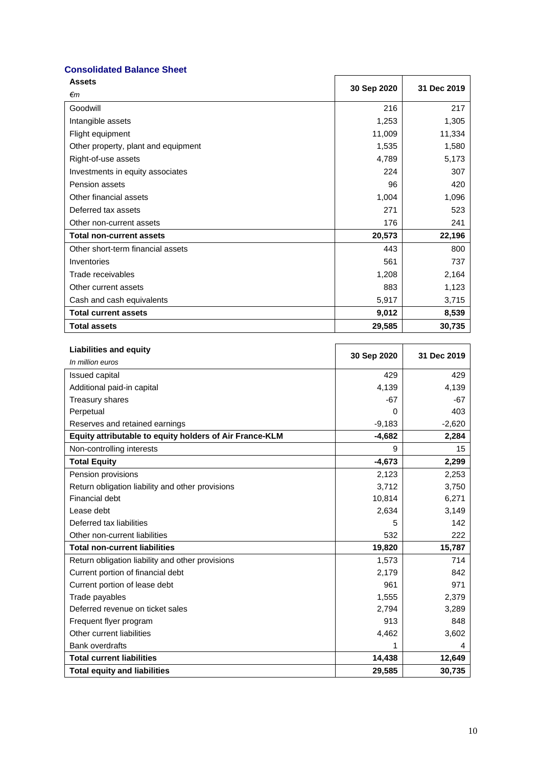## Consolidated Balance Sheet

| Assets<br>*€m* | 30 Sep 2020 | 31 Dec 2019 |
|---|---|---|
| Goodwill | 216 | 217 |
| Intangible assets | 1,253 | 1,305 |
| Flight equipment | 11,009 | 11,334 |
| Other property, plant and equipment | 1,535 | 1,580 |
| Right-of-use assets | 4,789 | 5,173 |
| Investments in equity associates | 224 | 307 |
| Pension assets | 96 | 420 |
| Other financial assets | 1,004 | 1,096 |
| Deferred tax assets | 271 | 523 |
| Other non-current assets | 176 | 241 |
| **Total non-current assets** | **20,573** | **22,196** |
| Other short-term financial assets | 443 | 800 |
| Inventories | 561 | 737 |
| Trade receivables | 1,208 | 2,164 |
| Other current assets | 883 | 1,123 |
| Cash and cash equivalents | 5,917 | 3,715 |
| **Total current assets** | **9,012** | **8,539** |
| **Total assets** | **29,585** | **30,735** |

| Liabilities and equity<br>*In million euros* | 30 Sep 2020 | 31 Dec 2019 |
|---|---|---|
| Issued capital | 429 | 429 |
| Additional paid-in capital | 4,139 | 4,139 |
| Treasury shares | -67 | -67 |
| Perpetual | 0 | 403 |
| Reserves and retained earnings | -9,183 | -2,620 |
| **Equity attributable to equity holders of Air France-KLM** | **-4,682** | **2,284** |
| Non-controlling interests | 9 | 15 |
| **Total Equity** | **-4,673** | **2,299** |
| Pension provisions | 2,123 | 2,253 |
| Return obligation liability and other provisions | 3,712 | 3,750 |
| Financial debt | 10,814 | 6,271 |
| Lease debt | 2,634 | 3,149 |
| Deferred tax liabilities | 5 | 142 |
| Other non-current liabilities | 532 | 222 |
| **Total non-current liabilities** | **19,820** | **15,787** |
| Return obligation liability and other provisions | 1,573 | 714 |
| Current portion of financial debt | 2,179 | 842 |
| Current portion of lease debt | 961 | 971 |
| Trade payables | 1,555 | 2,379 |
| Deferred revenue on ticket sales | 2,794 | 3,289 |
| Frequent flyer program | 913 | 848 |
| Other current liabilities | 4,462 | 3,602 |
| Bank overdrafts | 1 | 4 |
| **Total current liabilities** | **14,438** | **12,649** |
| **Total equity and liabilities** | **29,585** | **30,735** |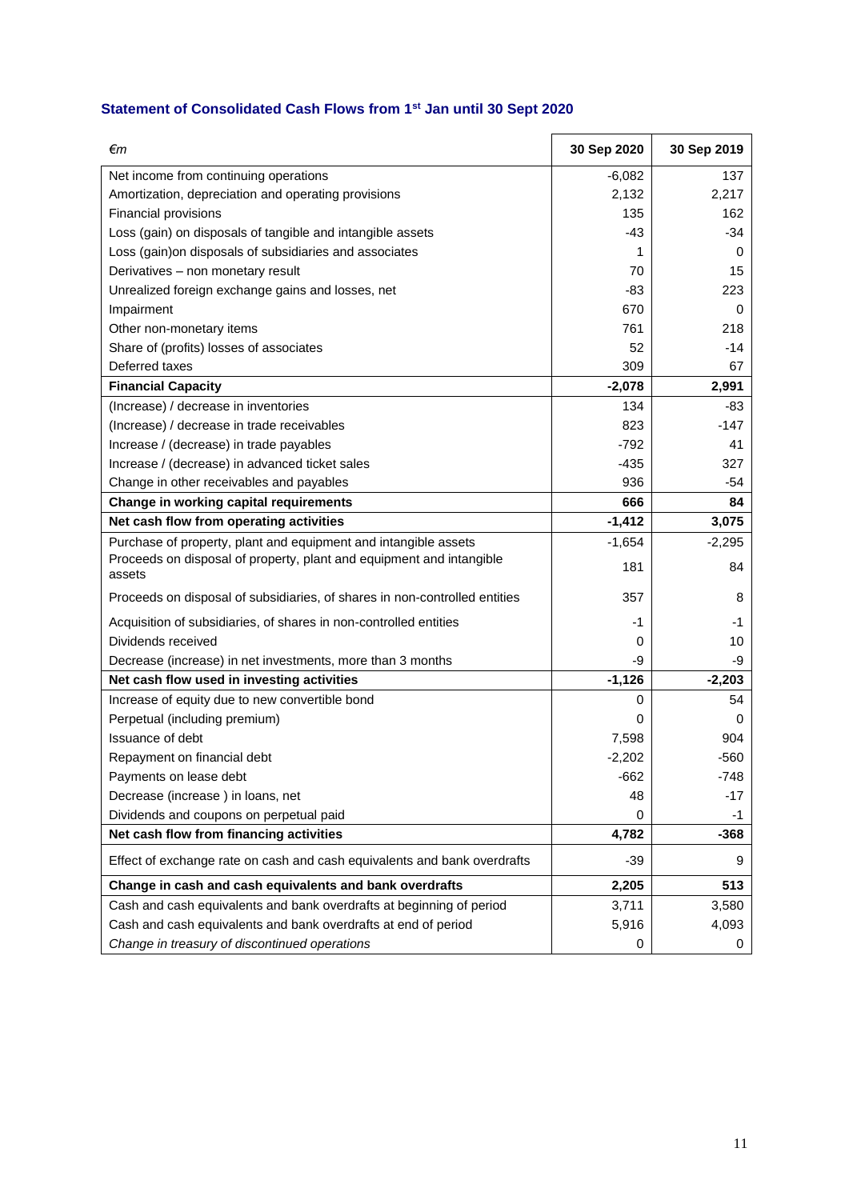### Statement of Consolidated Cash Flows from 1st Jan until 30 Sept 2020

| *€m* | **30 Sep 2020** | **30 Sep 2019** |
|---|---|---|
| Net income from continuing operations | -6,082 | 137 |
| Amortization, depreciation and operating provisions | 2,132 | 2,217 |
| Financial provisions | 135 | 162 |
| Loss (gain) on disposals of tangible and intangible assets | -43 | -34 |
| Loss (gain)on disposals of subsidiaries and associates | 1 | 0 |
| Derivatives – non monetary result | 70 | 15 |
| Unrealized foreign exchange gains and losses, net | -83 | 223 |
| Impairment | 670 | 0 |
| Other non-monetary items | 761 | 218 |
| Share of (profits) losses of associates | 52 | -14 |
| Deferred taxes | 309 | 67 |
| **Financial Capacity** | **-2,078** | **2,991** |
| (Increase) / decrease in inventories | 134 | -83 |
| (Increase) / decrease in trade receivables | 823 | -147 |
| Increase / (decrease) in trade payables | -792 | 41 |
| Increase / (decrease) in advanced ticket sales | -435 | 327 |
| Change in other receivables and payables | 936 | -54 |
| **Change in working capital requirements** | **666** | **84** |
| **Net cash flow from operating activities** | **-1,412** | **3,075** |
| Purchase of property, plant and equipment and intangible assets | -1,654 | -2,295 |
| Proceeds on disposal of property, plant and equipment and intangible assets | 181 | 84 |
| Proceeds on disposal of subsidiaries, of shares in non-controlled entities | 357 | 8 |
| Acquisition of subsidiaries, of shares in non-controlled entities | -1 | -1 |
| Dividends received | 0 | 10 |
| Decrease (increase) in net investments, more than 3 months | -9 | -9 |
| **Net cash flow used in investing activities** | **-1,126** | **-2,203** |
| Increase of equity due to new convertible bond | 0 | 54 |
| Perpetual (including premium) | 0 | 0 |
| Issuance of debt | 7,598 | 904 |
| Repayment on financial debt | -2,202 | -560 |
| Payments on lease debt | -662 | -748 |
| Decrease (increase ) in loans, net | 48 | -17 |
| Dividends and coupons on perpetual paid | 0 | -1 |
| **Net cash flow from financing activities** | **4,782** | **-368** |
| Effect of exchange rate on cash and cash equivalents and bank overdrafts | -39 | 9 |
| **Change in cash and cash equivalents and bank overdrafts** | **2,205** | **513** |
| Cash and cash equivalents and bank overdrafts at beginning of period | 3,711 | 3,580 |
| Cash and cash equivalents and bank overdrafts at end of period | 5,916 | 4,093 |
| *Change in treasury of discontinued operations* | 0 | 0 |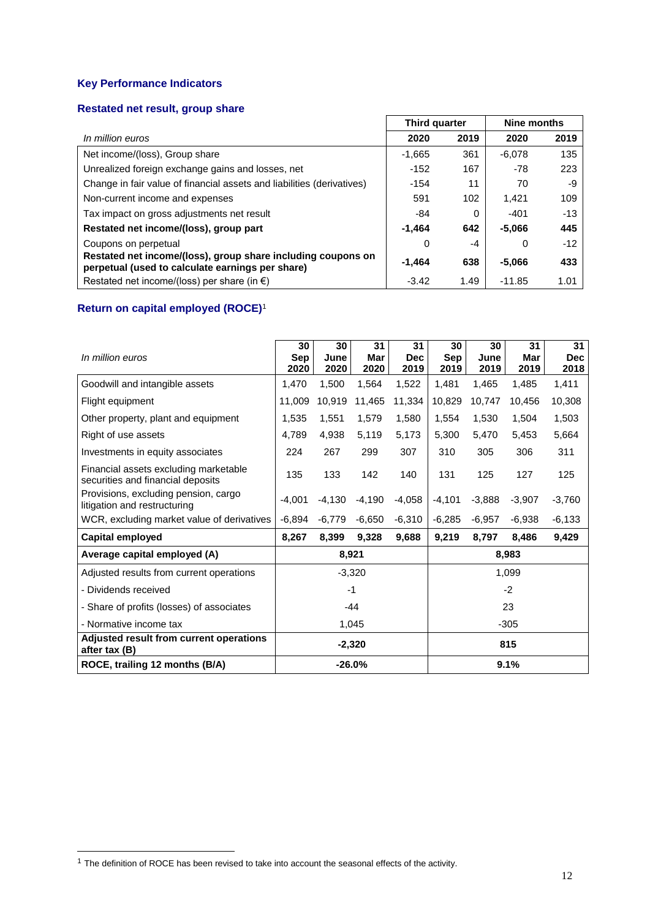## Key Performance Indicators

### Restated net result, group share

| In million euros | Third quarter | | Nine months | |
|---|---|---|---|---|
| | 2020 | 2019 | 2020 | 2019 |
| Net income/(loss), Group share | -1,665 | 361 | -6,078 | 135 |
| Unrealized foreign exchange gains and losses, net | -152 | 167 | -78 | 223 |
| Change in fair value of financial assets and liabilities (derivatives) | -154 | 11 | 70 | -9 |
| Non-current income and expenses | 591 | 102 | 1,421 | 109 |
| Tax impact on gross adjustments net result | -84 | 0 | -401 | -13 |
| **Restated net income/(loss), group part** | **-1,464** | **642** | **-5,066** | **445** |
| Coupons on perpetual | 0 | -4 | 0 | -12 |
| **Restated net income/(loss), group share including coupons on perpetual (used to calculate earnings per share)** | **-1,464** | **638** | **-5,066** | **433** |
| Restated net income/(loss) per share (in €) | -3.42 | 1.49 | -11.85 | 1.01 |

### Return on capital employed (ROCE)[1]

| In million euros | 30 Sep 2020 | 30 June 2020 | 31 Mar 2020 | 31 Dec 2019 | 30 Sep 2019 | 30 June 2019 | 31 Mar 2019 | 31 Dec 2018 |
|---|---|---|---|---|---|---|---|---|
| Goodwill and intangible assets | 1,470 | 1,500 | 1,564 | 1,522 | 1,481 | 1,465 | 1,485 | 1,411 |
| Flight equipment | 11,009 | 10,919 | 11,465 | 11,334 | 10,829 | 10,747 | 10,456 | 10,308 |
| Other property, plant and equipment | 1,535 | 1,551 | 1,579 | 1,580 | 1,554 | 1,530 | 1,504 | 1,503 |
| Right of use assets | 4,789 | 4,938 | 5,119 | 5,173 | 5,300 | 5,470 | 5,453 | 5,664 |
| Investments in equity associates | 224 | 267 | 299 | 307 | 310 | 305 | 306 | 311 |
| Financial assets excluding marketable securities and financial deposits | 135 | 133 | 142 | 140 | 131 | 125 | 127 | 125 |
| Provisions, excluding pension, cargo litigation and restructuring | -4,001 | -4,130 | -4,190 | -4,058 | -4,101 | -3,888 | -3,907 | -3,760 |
| WCR, excluding market value of derivatives | -6,894 | -6,779 | -6,650 | -6,310 | -6,285 | -6,957 | -6,938 | -6,133 |
| **Capital employed** | **8,267** | **8,399** | **9,328** | **9,688** | **9,219** | **8,797** | **8,486** | **9,429** |
| **Average capital employed (A)** | **8,921** | | | | **8,983** | | | |
| Adjusted results from current operations | -3,320 | | | | 1,099 | | | |
| - Dividends received | -1 | | | | -2 | | | |
| - Share of profits (losses) of associates | -44 | | | | 23 | | | |
| - Normative income tax | 1,045 | | | | -305 | | | |
| **Adjusted result from current operations after tax (B)** | **-2,320** | | | | **815** | | | |
| **ROCE, trailing 12 months (B/A)** | **-26.0%** | | | | **9.1%** | | | |

[1] The definition of ROCE has been revised to take into account the seasonal effects of the activity.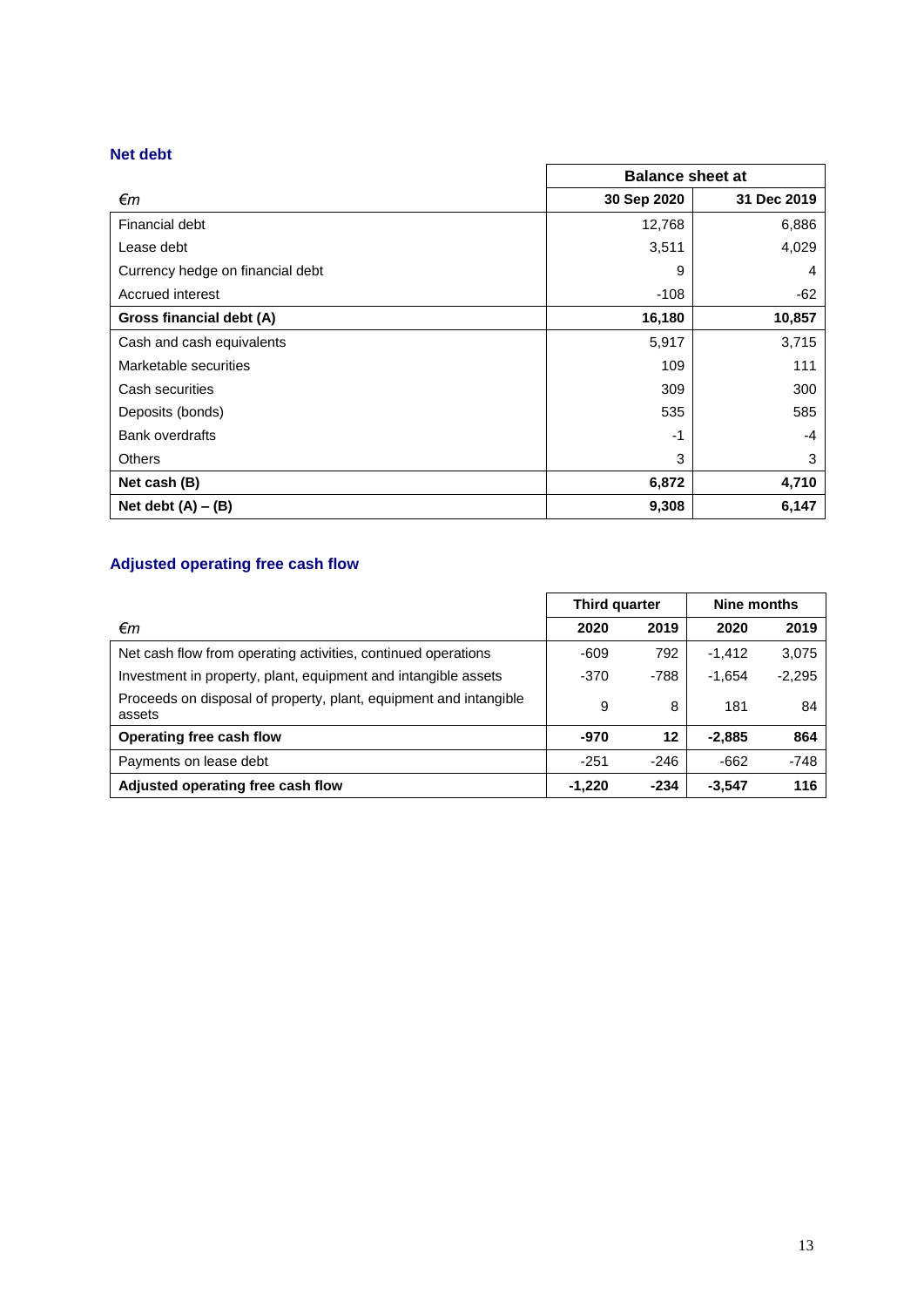### Net debt

| €m | Balance sheet at | |
|---|---|---|
| | **30 Sep 2020** | **31 Dec 2019** |
| Financial debt | 12,768 | 6,886 |
| Lease debt | 3,511 | 4,029 |
| Currency hedge on financial debt | 9 | 4 |
| Accrued interest | -108 | -62 |
| **Gross financial debt (A)** | **16,180** | **10,857** |
| Cash and cash equivalents | 5,917 | 3,715 |
| Marketable securities | 109 | 111 |
| Cash securities | 309 | 300 |
| Deposits (bonds) | 535 | 585 |
| Bank overdrafts | -1 | -4 |
| Others | 3 | 3 |
| **Net cash (B)** | **6,872** | **4,710** |
| **Net debt (A) – (B)** | **9,308** | **6,147** |

### Adjusted operating free cash flow

| €m | Third quarter | | Nine months | |
|---|---|---|---|---|
| | **2020** | **2019** | **2020** | **2019** |
| Net cash flow from operating activities, continued operations | -609 | 792 | -1,412 | 3,075 |
| Investment in property, plant, equipment and intangible assets | -370 | -788 | -1,654 | -2,295 |
| Proceeds on disposal of property, plant, equipment and intangible assets | 9 | 8 | 181 | 84 |
| **Operating free cash flow** | **-970** | **12** | **-2,885** | **864** |
| Payments on lease debt | -251 | -246 | -662 | -748 |
| **Adjusted operating free cash flow** | **-1,220** | **-234** | **-3,547** | **116** |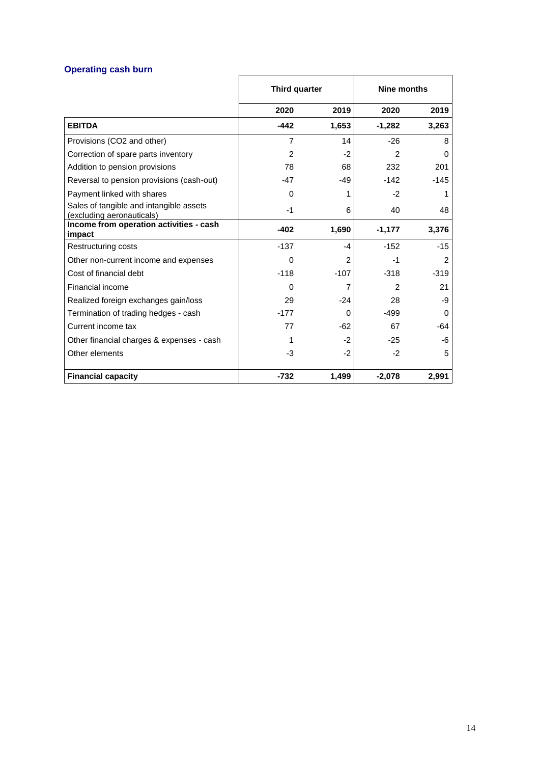### Operating cash burn

| | Third quarter | | Nine months | |
|---|---|---|---|---|
| | **2020** | **2019** | **2020** | **2019** |
| **EBITDA** | **-442** | **1,653** | **-1,282** | **3,263** |
| Provisions (CO2 and other) | 7 | 14 | -26 | 8 |
| Correction of spare parts inventory | 2 | -2 | 2 | 0 |
| Addition to pension provisions | 78 | 68 | 232 | 201 |
| Reversal to pension provisions (cash-out) | -47 | -49 | -142 | -145 |
| Payment linked with shares | 0 | 1 | -2 | 1 |
| Sales of tangible and intangible assets (excluding aeronauticals) | -1 | 6 | 40 | 48 |
| **Income from operation activities - cash impact** | **-402** | **1,690** | **-1,177** | **3,376** |
| Restructuring costs | -137 | -4 | -152 | -15 |
| Other non-current income and expenses | 0 | 2 | -1 | 2 |
| Cost of financial debt | -118 | -107 | -318 | -319 |
| Financial income | 0 | 7 | 2 | 21 |
| Realized foreign exchanges gain/loss | 29 | -24 | 28 | -9 |
| Termination of trading hedges - cash | -177 | 0 | -499 | 0 |
| Current income tax | 77 | -62 | 67 | -64 |
| Other financial charges & expenses - cash | 1 | -2 | -25 | -6 |
| Other elements | -3 | -2 | -2 | 5 |
| **Financial capacity** | **-732** | **1,499** | **-2,078** | **2,991** |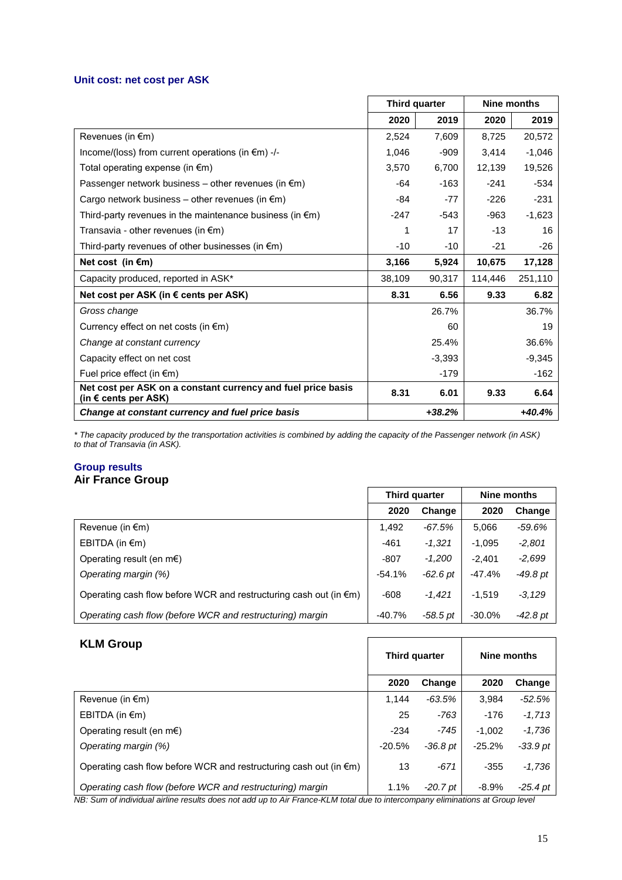### Unit cost: net cost per ASK

| | Third quarter | | Nine months | |
|---|---|---|---|---|
| | **2020** | **2019** | **2020** | **2019** |
| Revenues (in €m) | 2,524 | 7,609 | 8,725 | 20,572 |
| Income/(loss) from current operations (in €m) -/- | 1,046 | -909 | 3,414 | -1,046 |
| Total operating expense (in €m) | 3,570 | 6,700 | 12,139 | 19,526 |
| Passenger network business – other revenues (in €m) | -64 | -163 | -241 | -534 |
| Cargo network business – other revenues (in €m) | -84 | -77 | -226 | -231 |
| Third-party revenues in the maintenance business (in €m) | -247 | -543 | -963 | -1,623 |
| Transavia - other revenues (in €m) | 1 | 17 | -13 | 16 |
| Third-party revenues of other businesses (in €m) | -10 | -10 | -21 | -26 |
| **Net cost (in €m)** | **3,166** | **5,924** | **10,675** | **17,128** |
| Capacity produced, reported in ASK* | 38,109 | 90,317 | 114,446 | 251,110 |
| **Net cost per ASK (in € cents per ASK)** | **8.31** | **6.56** | **9.33** | **6.82** |
| *Gross change* | | 26.7% | | 36.7% |
| Currency effect on net costs (in €m) | | 60 | | 19 |
| *Change at constant currency* | | 25.4% | | 36.6% |
| Capacity effect on net cost | | -3,393 | | -9,345 |
| Fuel price effect (in €m) | | -179 | | -162 |
| **Net cost per ASK on a constant currency and fuel price basis (in € cents per ASK)** | **8.31** | **6.01** | **9.33** | **6.64** |
| ***Change at constant currency and fuel price basis*** | | ***+38.2%*** | | ***+40.4%*** |

*\* The capacity produced by the transportation activities is combined by adding the capacity of the Passenger network (in ASK) to that of Transavia (in ASK).*

### Group results

#### Air France Group

| | Third quarter | | Nine months | |
|---|---|---|---|---|
| | **2020** | **Change** | **2020** | **Change** |
| Revenue (in €m) | 1,492 | *-67.5%* | 5,066 | *-59.6%* |
| EBITDA (in €m) | -461 | *-1,321* | -1,095 | *-2,801* |
| Operating result (en m€) | -807 | *-1,200* | -2,401 | *-2,699* |
| *Operating margin (%)* | -54.1% | *-62.6 pt* | -47.4% | *-49.8 pt* |
| Operating cash flow before WCR and restructuring cash out (in €m) | -608 | *-1,421* | -1,519 | *-3,129* |
| *Operating cash flow (before WCR and restructuring) margin* | -40.7% | *-58.5 pt* | -30.0% | *-42.8 pt* |

#### KLM Group

| | Third quarter | | Nine months | |
|---|---|---|---|---|
| | **2020** | **Change** | **2020** | **Change** |
| Revenue (in €m) | 1,144 | *-63.5%* | 3,984 | *-52.5%* |
| EBITDA (in €m) | 25 | *-763* | -176 | *-1,713* |
| Operating result (en m€) | -234 | *-745* | -1,002 | *-1,736* |
| *Operating margin (%)* | -20.5% | *-36.8 pt* | -25.2% | *-33.9 pt* |
| Operating cash flow before WCR and restructuring cash out (in €m) | 13 | *-671* | -355 | *-1,736* |
| *Operating cash flow (before WCR and restructuring) margin* | 1.1% | *-20.7 pt* | -8.9% | *-25.4 pt* |

*NB: Sum of individual airline results does not add up to Air France-KLM total due to intercompany eliminations at Group level*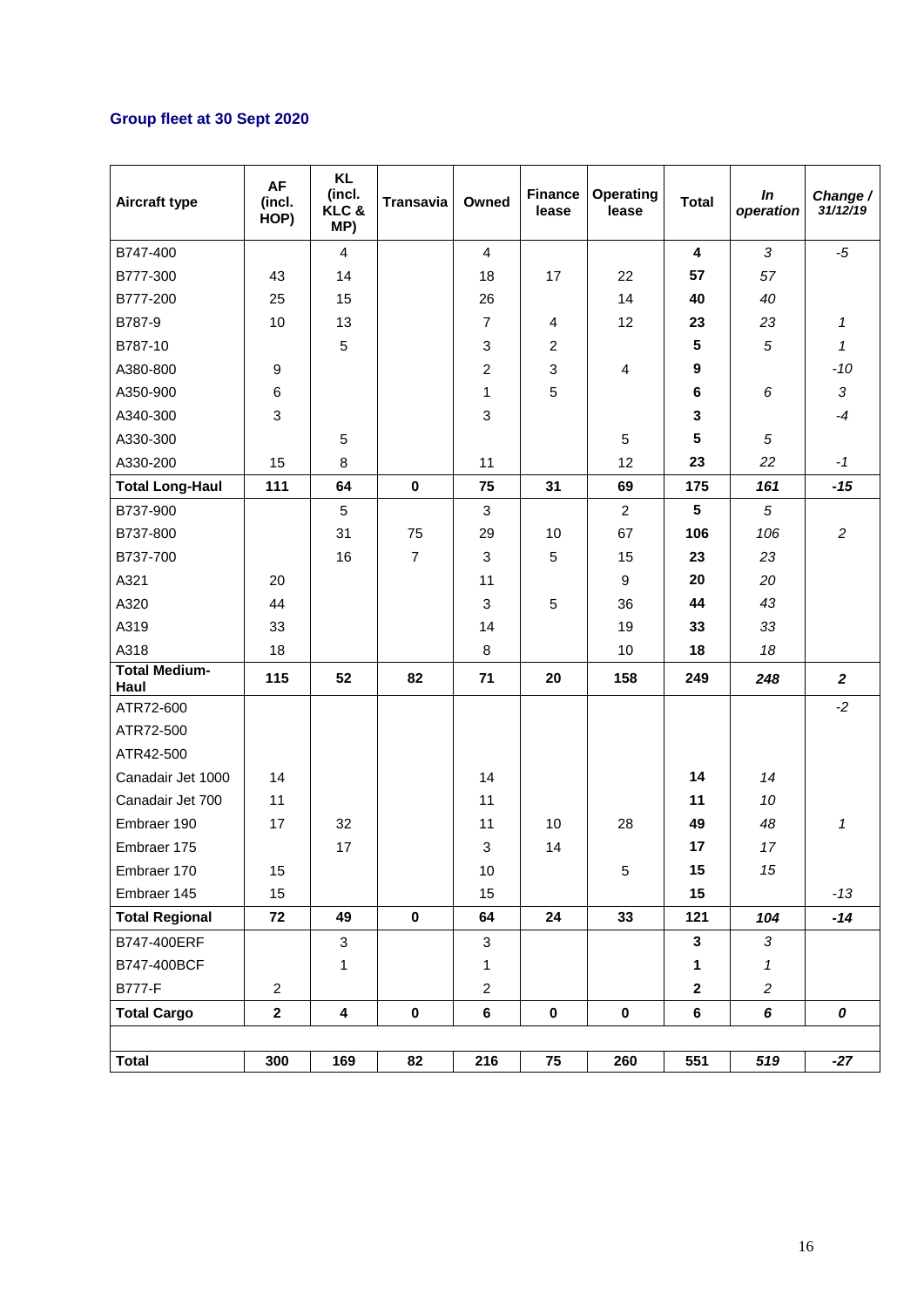## Group fleet at 30 Sept 2020

| Aircraft type | AF (incl. HOP) | KL (incl. KLC & MP) | Transavia | Owned | Finance lease | Operating lease | Total | *In operation* | *Change / 31/12/19* |
|---|---|---|---|---|---|---|---|---|---|
| B747-400 | | 4 | | 4 | | | **4** | *3* | *-5* |
| B777-300 | 43 | 14 | | 18 | 17 | 22 | **57** | *57* | |
| B777-200 | 25 | 15 | | 26 | | 14 | **40** | *40* | |
| B787-9 | 10 | 13 | | 7 | 4 | 12 | **23** | *23* | *1* |
| B787-10 | | 5 | | 3 | 2 | | **5** | *5* | *1* |
| A380-800 | 9 | | | 2 | 3 | 4 | **9** | | *-10* |
| A350-900 | 6 | | | 1 | 5 | | **6** | *6* | *3* |
| A340-300 | 3 | | | 3 | | | **3** | | *-4* |
| A330-300 | | 5 | | | | 5 | **5** | *5* | |
| A330-200 | 15 | 8 | | 11 | | 12 | **23** | *22* | *-1* |
| **Total Long-Haul** | **111** | **64** | **0** | **75** | **31** | **69** | **175** | ***161*** | ***-15*** |
| B737-900 | | 5 | | 3 | | 2 | **5** | *5* | |
| B737-800 | | 31 | 75 | 29 | 10 | 67 | **106** | *106* | *2* |
| B737-700 | | 16 | 7 | 3 | 5 | 15 | **23** | *23* | |
| A321 | 20 | | | 11 | | 9 | **20** | *20* | |
| A320 | 44 | | | 3 | 5 | 36 | **44** | *43* | |
| A319 | 33 | | | 14 | | 19 | **33** | *33* | |
| A318 | 18 | | | 8 | | 10 | **18** | *18* | |
| **Total Medium-Haul** | **115** | **52** | **82** | **71** | **20** | **158** | **249** | ***248*** | ***2*** |
| ATR72-600 | | | | | | | | | *-2* |
| ATR72-500 | | | | | | | | | |
| ATR42-500 | | | | | | | | | |
| Canadair Jet 1000 | 14 | | | 14 | | | **14** | *14* | |
| Canadair Jet 700 | 11 | | | 11 | | | **11** | *10* | |
| Embraer 190 | 17 | 32 | | 11 | 10 | 28 | **49** | *48* | *1* |
| Embraer 175 | | 17 | | 3 | 14 | | **17** | *17* | |
| Embraer 170 | 15 | | | 10 | | 5 | **15** | *15* | |
| Embraer 145 | 15 | | | 15 | | | **15** | | *-13* |
| **Total Regional** | **72** | **49** | **0** | **64** | **24** | **33** | **121** | ***104*** | ***-14*** |
| B747-400ERF | | 3 | | 3 | | | **3** | *3* | |
| B747-400BCF | | 1 | | 1 | | | **1** | *1* | |
| B777-F | 2 | | | 2 | | | **2** | *2* | |
| **Total Cargo** | **2** | **4** | **0** | **6** | **0** | **0** | **6** | ***6*** | ***0*** |
| | | | | | | | | | |
| **Total** | **300** | **169** | **82** | **216** | **75** | **260** | **551** | ***519*** | ***-27*** |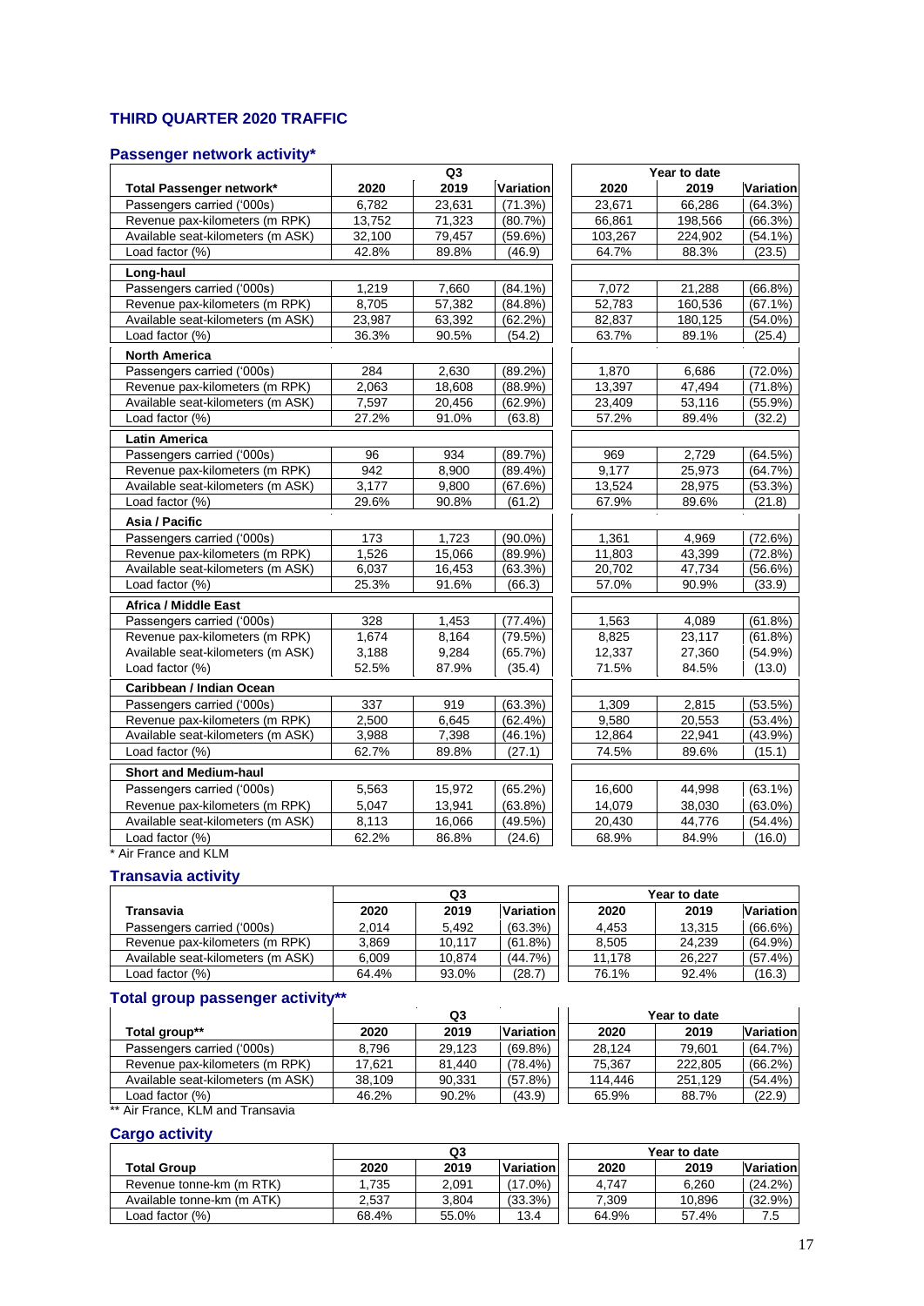## THIRD QUARTER 2020 TRAFFIC

### Passenger network activity*

| Total Passenger network* | Q3 2020 | Q3 2019 | Q3 Variation | Year to date 2020 | Year to date 2019 | Year to date Variation |
|---|---|---|---|---|---|---|
| Passengers carried ('000s) | 6,782 | 23,631 | (71.3%) | 23,671 | 66,286 | (64.3%) |
| Revenue pax-kilometers (m RPK) | 13,752 | 71,323 | (80.7%) | 66,861 | 198,566 | (66.3%) |
| Available seat-kilometers (m ASK) | 32,100 | 79,457 | (59.6%) | 103,267 | 224,902 | (54.1%) |
| Load factor (%) | 42.8% | 89.8% | (46.9) | 64.7% | 88.3% | (23.5) |
| **Long-haul** | | | | | | |
| Passengers carried ('000s) | 1,219 | 7,660 | (84.1%) | 7,072 | 21,288 | (66.8%) |
| Revenue pax-kilometers (m RPK) | 8,705 | 57,382 | (84.8%) | 52,783 | 160,536 | (67.1%) |
| Available seat-kilometers (m ASK) | 23,987 | 63,392 | (62.2%) | 82,837 | 180,125 | (54.0%) |
| Load factor (%) | 36.3% | 90.5% | (54.2) | 63.7% | 89.1% | (25.4) |
| **North America** | | | | | | |
| Passengers carried ('000s) | 284 | 2,630 | (89.2%) | 1,870 | 6,686 | (72.0%) |
| Revenue pax-kilometers (m RPK) | 2,063 | 18,608 | (88.9%) | 13,397 | 47,494 | (71.8%) |
| Available seat-kilometers (m ASK) | 7,597 | 20,456 | (62.9%) | 23,409 | 53,116 | (55.9%) |
| Load factor (%) | 27.2% | 91.0% | (63.8) | 57.2% | 89.4% | (32.2) |
| **Latin America** | | | | | | |
| Passengers carried ('000s) | 96 | 934 | (89.7%) | 969 | 2,729 | (64.5%) |
| Revenue pax-kilometers (m RPK) | 942 | 8,900 | (89.4%) | 9,177 | 25,973 | (64.7%) |
| Available seat-kilometers (m ASK) | 3,177 | 9,800 | (67.6%) | 13,524 | 28,975 | (53.3%) |
| Load factor (%) | 29.6% | 90.8% | (61.2) | 67.9% | 89.6% | (21.8) |
| **Asia / Pacific** | | | | | | |
| Passengers carried ('000s) | 173 | 1,723 | (90.0%) | 1,361 | 4,969 | (72.6%) |
| Revenue pax-kilometers (m RPK) | 1,526 | 15,066 | (89.9%) | 11,803 | 43,399 | (72.8%) |
| Available seat-kilometers (m ASK) | 6,037 | 16,453 | (63.3%) | 20,702 | 47,734 | (56.6%) |
| Load factor (%) | 25.3% | 91.6% | (66.3) | 57.0% | 90.9% | (33.9) |
| **Africa / Middle East** | | | | | | |
| Passengers carried ('000s) | 328 | 1,453 | (77.4%) | 1,563 | 4,089 | (61.8%) |
| Revenue pax-kilometers (m RPK) | 1,674 | 8,164 | (79.5%) | 8,825 | 23,117 | (61.8%) |
| Available seat-kilometers (m ASK) | 3,188 | 9,284 | (65.7%) | 12,337 | 27,360 | (54.9%) |
| Load factor (%) | 52.5% | 87.9% | (35.4) | 71.5% | 84.5% | (13.0) |
| **Caribbean / Indian Ocean** | | | | | | |
| Passengers carried ('000s) | 337 | 919 | (63.3%) | 1,309 | 2,815 | (53.5%) |
| Revenue pax-kilometers (m RPK) | 2,500 | 6,645 | (62.4%) | 9,580 | 20,553 | (53.4%) |
| Available seat-kilometers (m ASK) | 3,988 | 7,398 | (46.1%) | 12,864 | 22,941 | (43.9%) |
| Load factor (%) | 62.7% | 89.8% | (27.1) | 74.5% | 89.6% | (15.1) |
| **Short and Medium-haul** | | | | | | |
| Passengers carried ('000s) | 5,563 | 15,972 | (65.2%) | 16,600 | 44,998 | (63.1%) |
| Revenue pax-kilometers (m RPK) | 5,047 | 13,941 | (63.8%) | 14,079 | 38,030 | (63.0%) |
| Available seat-kilometers (m ASK) | 8,113 | 16,066 | (49.5%) | 20,430 | 44,776 | (54.4%) |
| Load factor (%) | 62.2% | 86.8% | (24.6) | 68.9% | 84.9% | (16.0) |

* Air France and KLM

### Transavia activity

| Transavia | Q3 2020 | Q3 2019 | Q3 Variation | Year to date 2020 | Year to date 2019 | Year to date Variation |
|---|---|---|---|---|---|---|
| Passengers carried ('000s) | 2,014 | 5,492 | (63.3%) | 4,453 | 13,315 | (66.6%) |
| Revenue pax-kilometers (m RPK) | 3,869 | 10,117 | (61.8%) | 8,505 | 24,239 | (64.9%) |
| Available seat-kilometers (m ASK) | 6,009 | 10,874 | (44.7%) | 11,178 | 26,227 | (57.4%) |
| Load factor (%) | 64.4% | 93.0% | (28.7) | 76.1% | 92.4% | (16.3) |

### Total group passenger activity**

| Total group** | Q3 2020 | Q3 2019 | Q3 Variation | Year to date 2020 | Year to date 2019 | Year to date Variation |
|---|---|---|---|---|---|---|
| Passengers carried ('000s) | 8,796 | 29,123 | (69.8%) | 28,124 | 79,601 | (64.7%) |
| Revenue pax-kilometers (m RPK) | 17,621 | 81,440 | (78.4%) | 75,367 | 222,805 | (66.2%) |
| Available seat-kilometers (m ASK) | 38,109 | 90,331 | (57.8%) | 114,446 | 251,129 | (54.4%) |
| Load factor (%) | 46.2% | 90.2% | (43.9) | 65.9% | 88.7% | (22.9) |

** Air France, KLM and Transavia

### Cargo activity

| Total Group | Q3 2020 | Q3 2019 | Q3 Variation | Year to date 2020 | Year to date 2019 | Year to date Variation |
|---|---|---|---|---|---|---|
| Revenue tonne-km (m RTK) | 1,735 | 2,091 | (17.0%) | 4,747 | 6,260 | (24.2%) |
| Available tonne-km (m ATK) | 2,537 | 3,804 | (33.3%) | 7,309 | 10,896 | (32.9%) |
| Load factor (%) | 68.4% | 55.0% | 13.4 | 64.9% | 57.4% | 7.5 |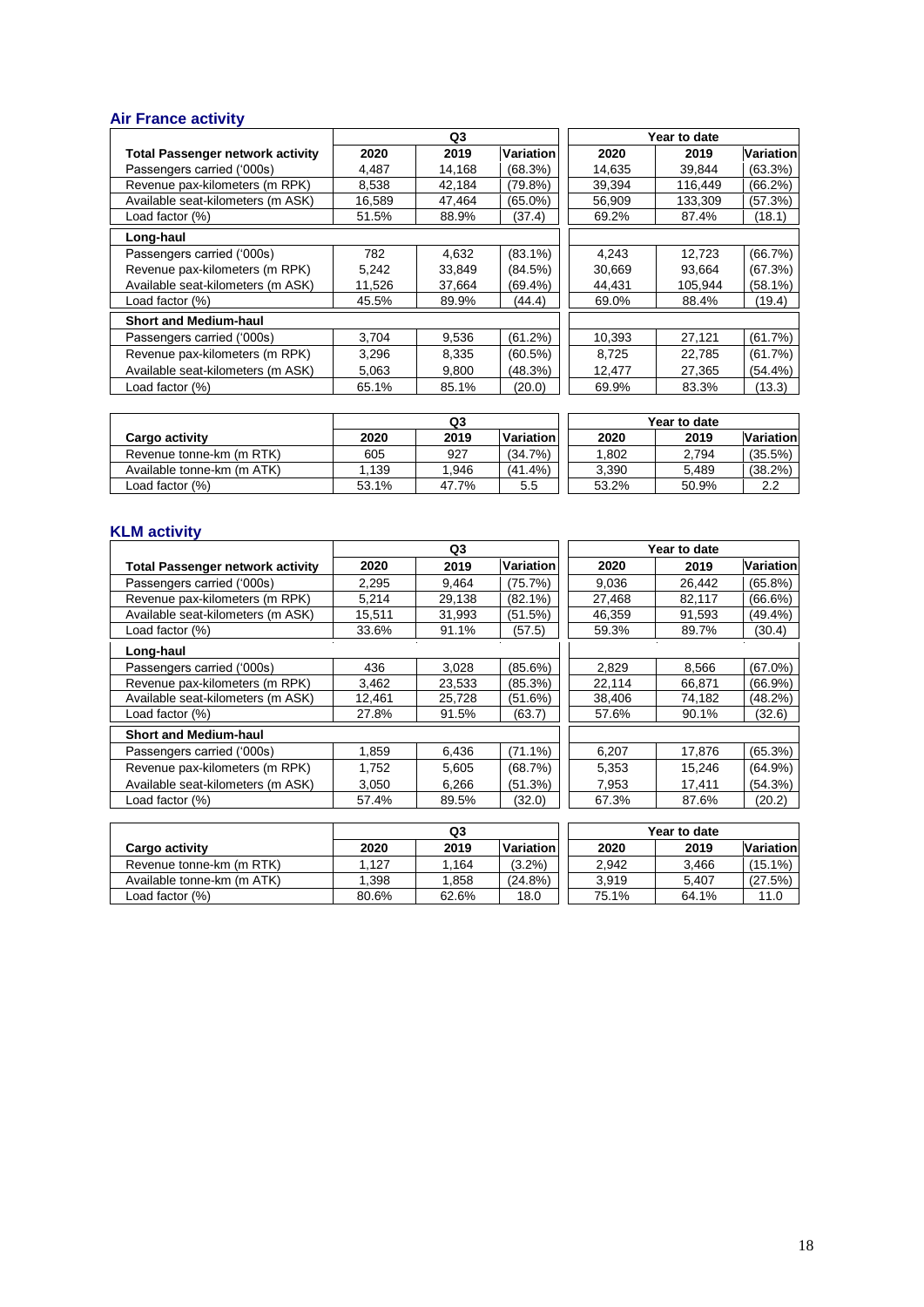## Air France activity

| Total Passenger network activity | Q3 2020 | Q3 2019 | Q3 Variation | Year to date 2020 | Year to date 2019 | Year to date Variation |
|---|---|---|---|---|---|---|
| Passengers carried ('000s) | 4,487 | 14,168 | (68.3%) | 14,635 | 39,844 | (63.3%) |
| Revenue pax-kilometers (m RPK) | 8,538 | 42,184 | (79.8%) | 39,394 | 116,449 | (66.2%) |
| Available seat-kilometers (m ASK) | 16,589 | 47,464 | (65.0%) | 56,909 | 133,309 | (57.3%) |
| Load factor (%) | 51.5% | 88.9% | (37.4) | 69.2% | 87.4% | (18.1) |
| **Long-haul** | | | | | | |
| Passengers carried ('000s) | 782 | 4,632 | (83.1%) | 4,243 | 12,723 | (66.7%) |
| Revenue pax-kilometers (m RPK) | 5,242 | 33,849 | (84.5%) | 30,669 | 93,664 | (67.3%) |
| Available seat-kilometers (m ASK) | 11,526 | 37,664 | (69.4%) | 44,431 | 105,944 | (58.1%) |
| Load factor (%) | 45.5% | 89.9% | (44.4) | 69.0% | 88.4% | (19.4) |
| **Short and Medium-haul** | | | | | | |
| Passengers carried ('000s) | 3,704 | 9,536 | (61.2%) | 10,393 | 27,121 | (61.7%) |
| Revenue pax-kilometers (m RPK) | 3,296 | 8,335 | (60.5%) | 8,725 | 22,785 | (61.7%) |
| Available seat-kilometers (m ASK) | 5,063 | 9,800 | (48.3%) | 12,477 | 27,365 | (54.4%) |
| Load factor (%) | 65.1% | 85.1% | (20.0) | 69.9% | 83.3% | (13.3) |

| Cargo activity | Q3 2020 | Q3 2019 | Q3 Variation | Year to date 2020 | Year to date 2019 | Year to date Variation |
|---|---|---|---|---|---|---|
| Revenue tonne-km (m RTK) | 605 | 927 | (34.7%) | 1,802 | 2,794 | (35.5%) |
| Available tonne-km (m ATK) | 1,139 | 1,946 | (41.4%) | 3,390 | 5,489 | (38.2%) |
| Load factor (%) | 53.1% | 47.7% | 5.5 | 53.2% | 50.9% | 2.2 |

## KLM activity

| Total Passenger network activity | Q3 2020 | Q3 2019 | Q3 Variation | Year to date 2020 | Year to date 2019 | Year to date Variation |
|---|---|---|---|---|---|---|
| Passengers carried ('000s) | 2,295 | 9,464 | (75.7%) | 9,036 | 26,442 | (65.8%) |
| Revenue pax-kilometers (m RPK) | 5,214 | 29,138 | (82.1%) | 27,468 | 82,117 | (66.6%) |
| Available seat-kilometers (m ASK) | 15,511 | 31,993 | (51.5%) | 46,359 | 91,593 | (49.4%) |
| Load factor (%) | 33.6% | 91.1% | (57.5) | 59.3% | 89.7% | (30.4) |
| **Long-haul** | | | | | | |
| Passengers carried ('000s) | 436 | 3,028 | (85.6%) | 2,829 | 8,566 | (67.0%) |
| Revenue pax-kilometers (m RPK) | 3,462 | 23,533 | (85.3%) | 22,114 | 66,871 | (66.9%) |
| Available seat-kilometers (m ASK) | 12,461 | 25,728 | (51.6%) | 38,406 | 74,182 | (48.2%) |
| Load factor (%) | 27.8% | 91.5% | (63.7) | 57.6% | 90.1% | (32.6) |
| **Short and Medium-haul** | | | | | | |
| Passengers carried ('000s) | 1,859 | 6,436 | (71.1%) | 6,207 | 17,876 | (65.3%) |
| Revenue pax-kilometers (m RPK) | 1,752 | 5,605 | (68.7%) | 5,353 | 15,246 | (64.9%) |
| Available seat-kilometers (m ASK) | 3,050 | 6,266 | (51.3%) | 7,953 | 17,411 | (54.3%) |
| Load factor (%) | 57.4% | 89.5% | (32.0) | 67.3% | 87.6% | (20.2) |

| Cargo activity | Q3 2020 | Q3 2019 | Q3 Variation | Year to date 2020 | Year to date 2019 | Year to date Variation |
|---|---|---|---|---|---|---|
| Revenue tonne-km (m RTK) | 1,127 | 1,164 | (3.2%) | 2,942 | 3,466 | (15.1%) |
| Available tonne-km (m ATK) | 1,398 | 1,858 | (24.8%) | 3,919 | 5,407 | (27.5%) |
| Load factor (%) | 80.6% | 62.6% | 18.0 | 75.1% | 64.1% | 11.0 |